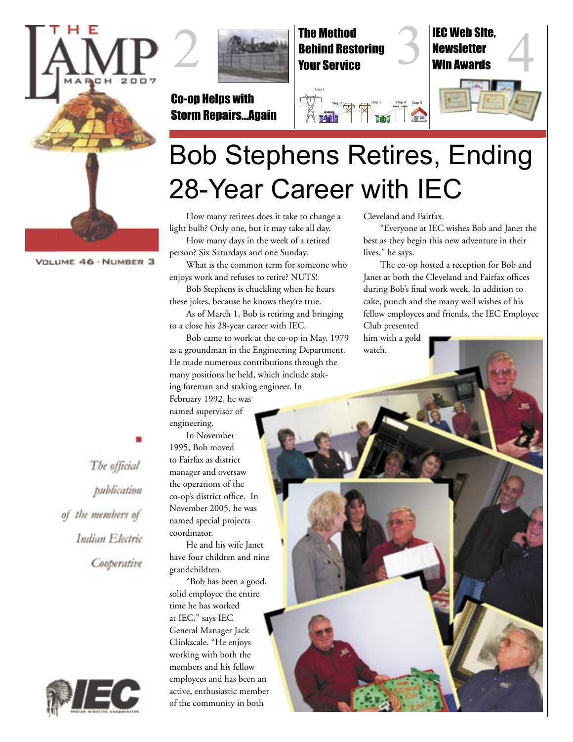# THE LAMP

MARCH 2007

VOLUME 46 · NUMBER 3

2 Co-op Helps with Storm Repairs...Again

3 The Method Behind Restoring Your Service

4 IEC Web Site, Newsletter Win Awards

# Bob Stephens Retires, Ending 28-Year Career with IEC

How many retirees does it take to change a light bulb? Only one, but it may take all day.

How many days in the week of a retired person? Six Saturdays and one Sunday.

What is the common term for someone who enjoys work and refuses to retire? NUTS!

Bob Stephens is chuckling when he hears these jokes, because he knows they're true.

As of March 1, Bob is retiring and bringing to a close his 28-year career with IEC.

Bob came to work at the co-op in May, 1979 as a groundman in the Engineering Department. He made numerous contributions through the many positions he held, which include staking foreman and staking engineer. In February 1992, he was named supervisor of engineering.

In November 1995, Bob moved to Fairfax as district manager and oversaw the operations of the co-op's district office. In November 2005, he was named special projects coordinator.

He and his wife Janet have four children and nine grandchildren.

"Bob has been a good, solid employee the entire time he has worked at IEC," says IEC General Manager Jack Clinkscale. "He enjoys working with both the members and his fellow employees and has been an active, enthusiastic member of the community in both Cleveland and Fairfax.

"Everyone at IEC wishes Bob and Janet the best as they begin this new adventure in their lives," he says.

The co-op hosted a reception for Bob and Janet at both the Cleveland and Fairfax offices during Bob's final work week. In addition to cake, punch and the many well wishes of his fellow employees and friends, the IEC Employee Club presented him with a gold watch.

*The official publication of the members of Indian Electric Cooperative*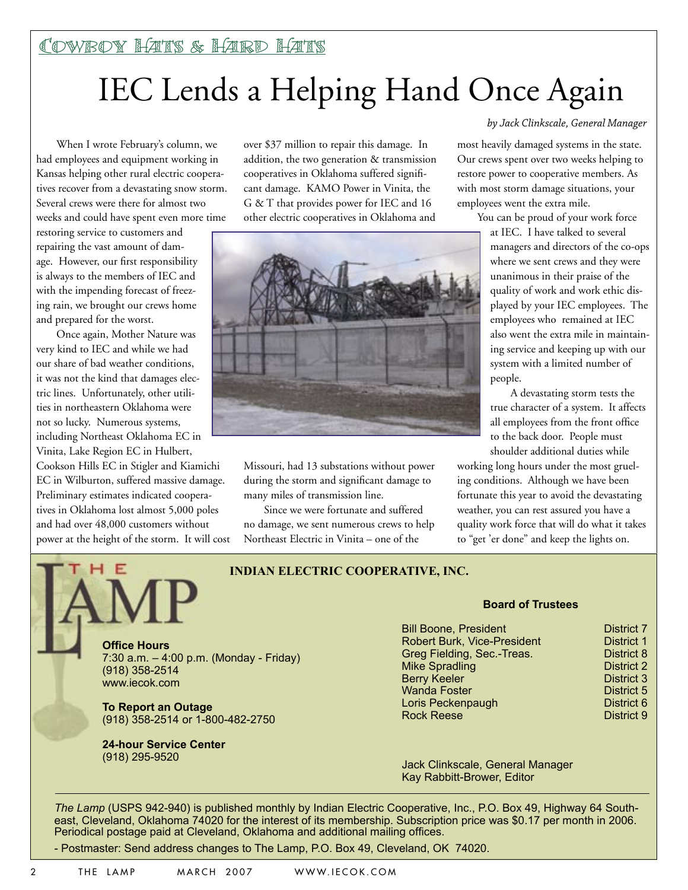COWBOY HATS & HARD HATS

# IEC Lends a Helping Hand Once Again

*by Jack Clinkscale, General Manager*

When I wrote February's column, we had employees and equipment working in Kansas helping other rural electric cooperatives recover from a devastating snow storm. Several crews were there for almost two weeks and could have spent even more time restoring service to customers and repairing the vast amount of damage. However, our first responsibility is always to the members of IEC and with the impending forecast of freezing rain, we brought our crews home and prepared for the worst.

Once again, Mother Nature was very kind to IEC and while we had our share of bad weather conditions, it was not the kind that damages electric lines. Unfortunately, other utilities in northeastern Oklahoma were not so lucky. Numerous systems, including Northeast Oklahoma EC in Vinita, Lake Region EC in Hulbert, Cookson Hills EC in Stigler and Kiamichi EC in Wilburton, suffered massive damage. Preliminary estimates indicated cooperatives in Oklahoma lost almost 5,000 poles and had over 48,000 customers without power at the height of the storm. It will cost over $37 million to repair this damage. In addition, the two generation & transmission cooperatives in Oklahoma suffered significant damage. KAMO Power in Vinita, the G & T that provides power for IEC and 16 other electric cooperatives in Oklahoma and Missouri, had 13 substations without power during the storm and significant damage to many miles of transmission line.

Since we were fortunate and suffered no damage, we sent numerous crews to help Northeast Electric in Vinita – one of the most heavily damaged systems in the state. Our crews spent over two weeks helping to restore power to cooperative members. As with most storm damage situations, your employees went the extra mile.

You can be proud of your work force at IEC. I have talked to several managers and directors of the co-ops where we sent crews and they were unanimous in their praise of the quality of work and work ethic displayed by your IEC employees. The employees who remained at IEC also went the extra mile in maintaining service and keeping up with our system with a limited number of people.

A devastating storm tests the true character of a system. It affects all employees from the front office to the back door. People must shoulder additional duties while working long hours under the most grueling conditions. Although we have been fortunate this year to avoid the devastating weather, you can rest assured you have a quality work force that will do what it takes to "get 'er done" and keep the lights on.

---

## THE LAMP

**INDIAN ELECTRIC COOPERATIVE, INC.**

**Office Hours**
7:30 a.m. – 4:00 p.m. (Monday - Friday)
(918) 358-2514
www.iecok.com

**To Report an Outage**
(918) 358-2514 or 1-800-482-2750

**24-hour Service Center**
(918) 295-9520

**Board of Trustees**

| Name | District |
|---|---|
| Bill Boone, President | District 7 |
| Robert Burk, Vice-President | District 1 |
| Greg Fielding, Sec.-Treas. | District 8 |
| Mike Spradling | District 2 |
| Berry Keeler | District 3 |
| Wanda Foster | District 5 |
| Loris Peckenpaugh | District 6 |
| Rock Reese | District 9 |

Jack Clinkscale, General Manager
Kay Rabbitt-Brower, Editor

*The Lamp* (USPS 942-940) is published monthly by Indian Electric Cooperative, Inc., P.O. Box 49, Highway 64 Southeast, Cleveland, Oklahoma 74020 for the interest of its membership. Subscription price was $0.17 per month in 2006. Periodical postage paid at Cleveland, Oklahoma and additional mailing offices.

- Postmaster: Send address changes to The Lamp, P.O. Box 49, Cleveland, OK 74020.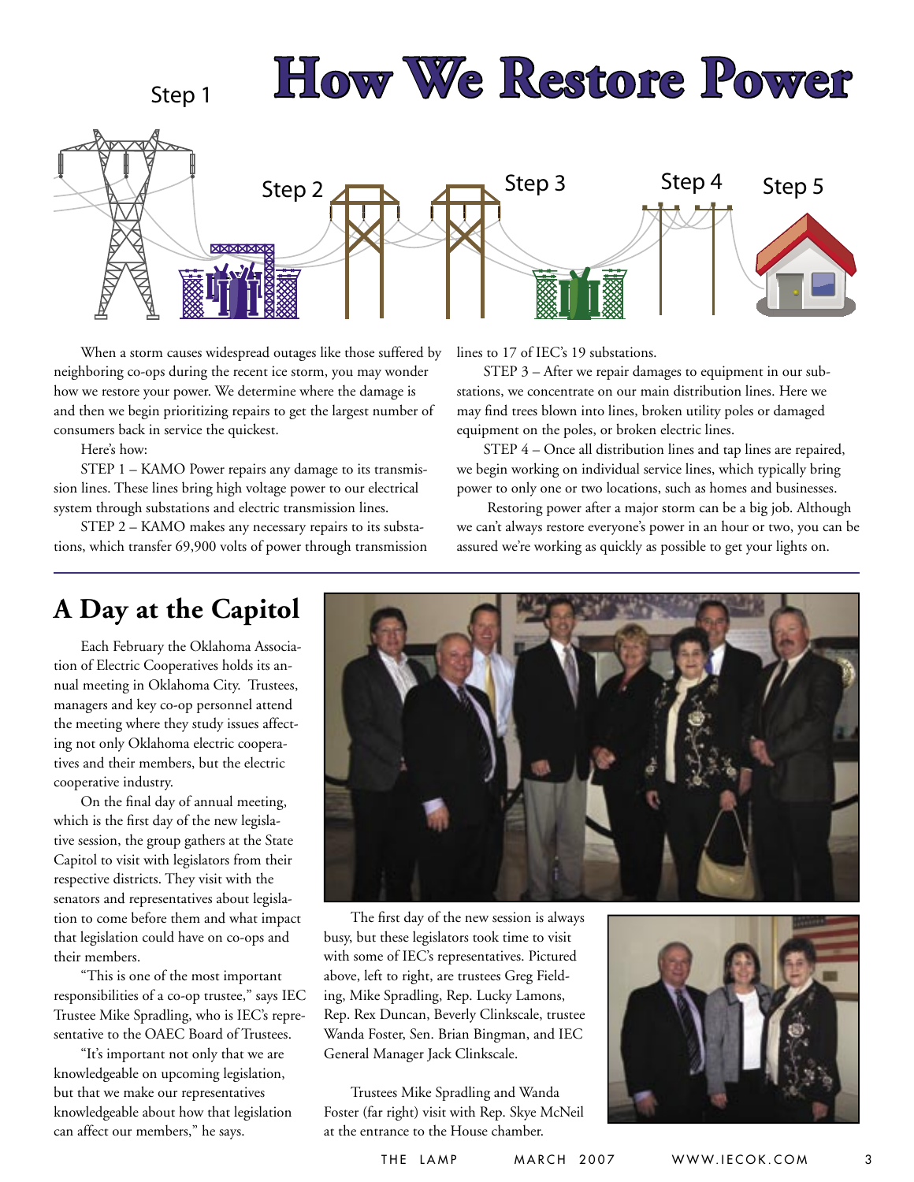# How We Restore Power

Step 1 Step 2 Step 3 Step 4 Step 5

When a storm causes widespread outages like those suffered by neighboring co-ops during the recent ice storm, you may wonder how we restore your power. We determine where the damage is and then we begin prioritizing repairs to get the largest number of consumers back in service the quickest.

Here's how:

STEP 1 – KAMO Power repairs any damage to its transmission lines. These lines bring high voltage power to our electrical system through substations and electric transmission lines.

STEP 2 – KAMO makes any necessary repairs to its substations, which transfer 69,900 volts of power through transmission lines to 17 of IEC's 19 substations.

STEP 3 – After we repair damages to equipment in our substations, we concentrate on our main distribution lines. Here we may find trees blown into lines, broken utility poles or damaged equipment on the poles, or broken electric lines.

STEP 4 – Once all distribution lines and tap lines are repaired, we begin working on individual service lines, which typically bring power to only one or two locations, such as homes and businesses.

Restoring power after a major storm can be a big job. Although we can't always restore everyone's power in an hour or two, you can be assured we're working as quickly as possible to get your lights on.

## A Day at the Capitol

Each February the Oklahoma Association of Electric Cooperatives holds its annual meeting in Oklahoma City. Trustees, managers and key co-op personnel attend the meeting where they study issues affecting not only Oklahoma electric cooperatives and their members, but the electric cooperative industry.

On the final day of annual meeting, which is the first day of the new legislative session, the group gathers at the State Capitol to visit with legislators from their respective districts. They visit with the senators and representatives about legislation to come before them and what impact that legislation could have on co-ops and their members.

"This is one of the most important responsibilities of a co-op trustee," says IEC Trustee Mike Spradling, who is IEC's representative to the OAEC Board of Trustees.

"It's important not only that we are knowledgeable on upcoming legislation, but that we make our representatives knowledgeable about how that legislation can affect our members," he says.

The first day of the new session is always busy, but these legislators took time to visit with some of IEC's representatives. Pictured above, left to right, are trustees Greg Fielding, Mike Spradling, Rep. Lucky Lamons, Rep. Rex Duncan, Beverly Clinkscale, trustee Wanda Foster, Sen. Brian Bingman, and IEC General Manager Jack Clinkscale.

Trustees Mike Spradling and Wanda Foster (far right) visit with Rep. Skye McNeil at the entrance to the House chamber.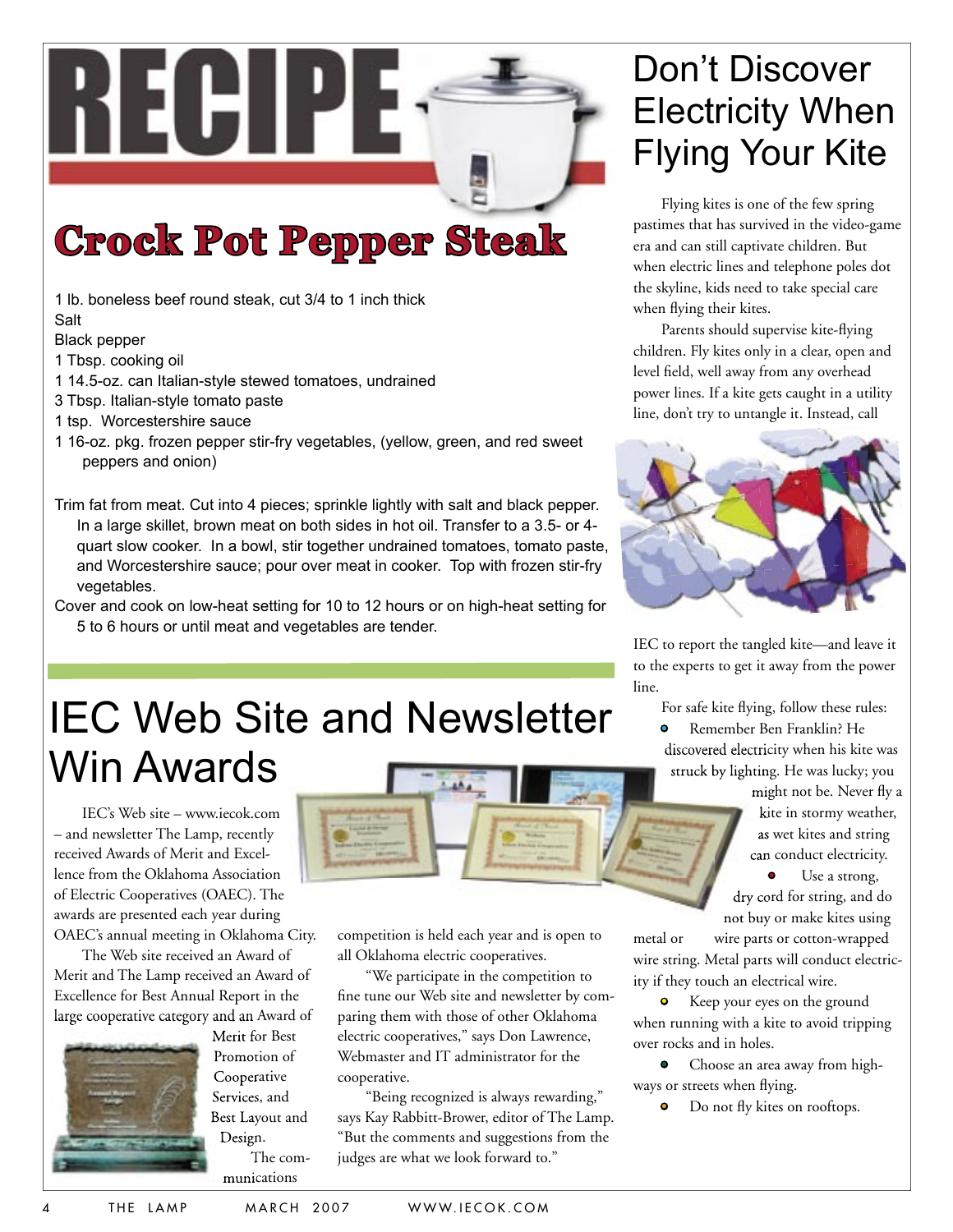# RECIPE

## Crock Pot Pepper Steak

- 1 lb. boneless beef round steak, cut 3/4 to 1 inch thick
- Salt
- Black pepper
- 1 Tbsp. cooking oil
- 1 14.5-oz. can Italian-style stewed tomatoes, undrained
- 3 Tbsp. Italian-style tomato paste
- 1 tsp. Worcestershire sauce
- 1 16-oz. pkg. frozen pepper stir-fry vegetables, (yellow, green, and red sweet peppers and onion)

Trim fat from meat. Cut into 4 pieces; sprinkle lightly with salt and black pepper. In a large skillet, brown meat on both sides in hot oil. Transfer to a 3.5- or 4-quart slow cooker. In a bowl, stir together undrained tomatoes, tomato paste, and Worcestershire sauce; pour over meat in cooker. Top with frozen stir-fry vegetables.

Cover and cook on low-heat setting for 10 to 12 hours or on high-heat setting for 5 to 6 hours or until meat and vegetables are tender.

# IEC Web Site and Newsletter Win Awards

IEC's Web site – www.iecok.com – and newsletter The Lamp, recently received Awards of Merit and Excellence from the Oklahoma Association of Electric Cooperatives (OAEC). The awards are presented each year during OAEC's annual meeting in Oklahoma City.

The Web site received an Award of Merit and The Lamp received an Award of Excellence for Best Annual Report in the large cooperative category and an Award of Merit for Best Promotion of Cooperative Services, and Best Layout and Design.

The communications competition is held each year and is open to all Oklahoma electric cooperatives.

"We participate in the competition to fine tune our Web site and newsletter by comparing them with those of other Oklahoma electric cooperatives," says Don Lawrence, Webmaster and IT administrator for the cooperative.

"Being recognized is always rewarding," says Kay Rabbitt-Brower, editor of The Lamp. "But the comments and suggestions from the judges are what we look forward to."

# Don't Discover Electricity When Flying Your Kite

Flying kites is one of the few spring pastimes that has survived in the video-game era and can still captivate children. But when electric lines and telephone poles dot the skyline, kids need to take special care when flying their kites.

Parents should supervise kite-flying children. Fly kites only in a clear, open and level field, well away from any overhead power lines. If a kite gets caught in a utility line, don't try to untangle it. Instead, call IEC to report the tangled kite—and leave it to the experts to get it away from the power line.

For safe kite flying, follow these rules:

- Remember Ben Franklin? He discovered electricity when his kite was struck by lighting. He was lucky; you might not be. Never fly a kite in stormy weather, as wet kites and string can conduct electricity.
- Use a strong, dry cord for string, and do not buy or make kites using metal or wire parts or cotton-wrapped wire string. Metal parts will conduct electricity if they touch an electrical wire.
- Keep your eyes on the ground when running with a kite to avoid tripping over rocks and in holes.
- Choose an area away from highways or streets when flying.
- Do not fly kites on rooftops.